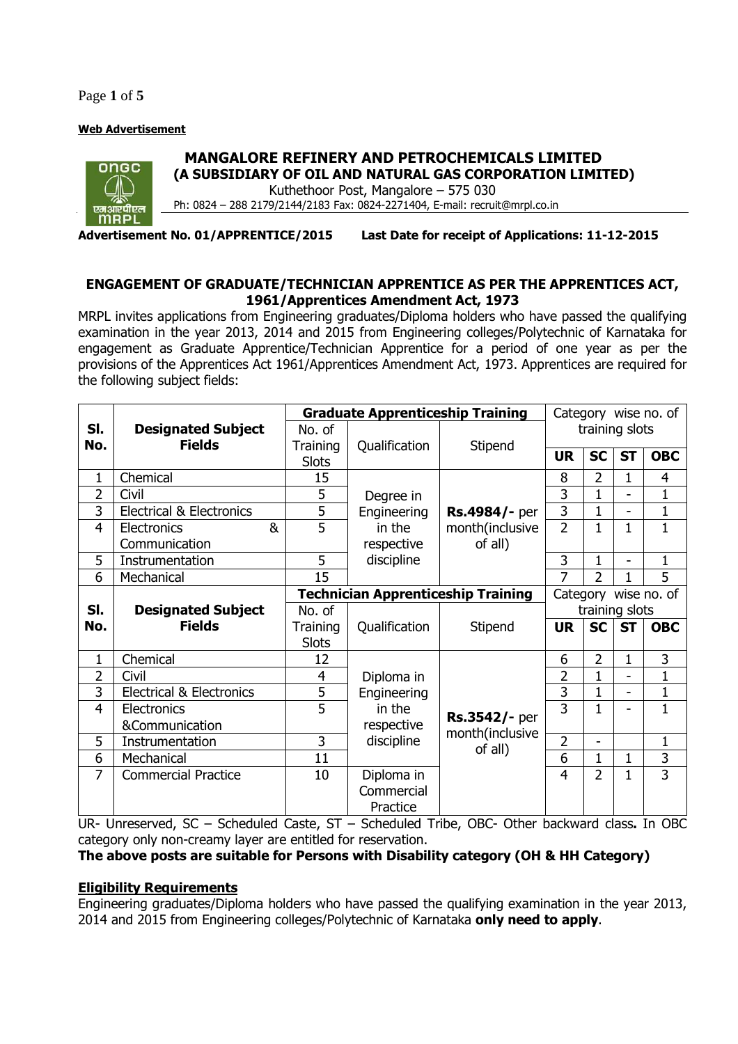**Web Advertisement**

# MANGALORE REFINERY AND PETROCHEMICALS LIMITED
## (A SUBSIDIARY OF OIL AND NATURAL GAS CORPORATION LIMITED)

Kuthethoor Post, Mangalore – 575 030

Ph: 0824 – 288 2179/2144/2183 Fax: 0824-2271404, E-mail: recruit@mrpl.co.in

**Advertisement No. 01/APPRENTICE/2015** **Last Date for receipt of Applications: 11-12-2015**

### ENGAGEMENT OF GRADUATE/TECHNICIAN APPRENTICE AS PER THE APPRENTICES ACT, 1961/Apprentices Amendment Act, 1973

MRPL invites applications from Engineering graduates/Diploma holders who have passed the qualifying examination in the year 2013, 2014 and 2015 from Engineering colleges/Polytechnic of Karnataka for engagement as Graduate Apprentice/Technician Apprentice for a period of one year as per the provisions of the Apprentices Act 1961/Apprentices Amendment Act, 1973. Apprentices are required for the following subject fields:

| Sl. No. | Designated Subject Fields | Graduate Apprenticeship Training | | | Category wise no. of training slots | | | |
|---|---|---|---|---|---|---|---|---|
| | | No. of Training Slots | Qualification | Stipend | UR | SC | ST | OBC |
| 1 | Chemical | 15 | Degree in Engineering in the respective discipline | **Rs.4984/-** per month(inclusive of all) | 8 | 2 | 1 | 4 |
| 2 | Civil | 5 | | | 3 | 1 | - | 1 |
| 3 | Electrical & Electronics | 5 | | | 3 | 1 | - | 1 |
| 4 | Electronics & Communication | 5 | | | 2 | 1 | 1 | 1 |
| 5 | Instrumentation | 5 | | | 3 | 1 | - | 1 |
| 6 | Mechanical | 15 | | | 7 | 2 | 1 | 5 |
| **Sl. No.** | **Designated Subject Fields** | **Technician Apprenticeship Training** | | | Category wise no. of training slots | | | |
| | | No. of Training Slots | Qualification | Stipend | **UR** | **SC** | **ST** | **OBC** |
| 1 | Chemical | 12 | Diploma in Engineering in the respective discipline | **Rs.3542/-** per month(inclusive of all) | 6 | 2 | 1 | 3 |
| 2 | Civil | 4 | | | 2 | 1 | - | 1 |
| 3 | Electrical & Electronics | 5 | | | 3 | 1 | - | 1 |
| 4 | Electronics &Communication | 5 | | | 3 | 1 | - | 1 |
| 5 | Instrumentation | 3 | | | 2 | - | | 1 |
| 6 | Mechanical | 11 | | | 6 | 1 | 1 | 3 |
| 7 | Commercial Practice | 10 | Diploma in Commercial Practice | | 4 | 2 | 1 | 3 |

UR- Unreserved, SC – Scheduled Caste, ST – Scheduled Tribe, OBC- Other backward class**.** In OBC category only non-creamy layer are entitled for reservation.

**The above posts are suitable for Persons with Disability category (OH & HH Category)**

**Eligibility Requirements**

Engineering graduates/Diploma holders who have passed the qualifying examination in the year 2013, 2014 and 2015 from Engineering colleges/Polytechnic of Karnataka **only need to apply**.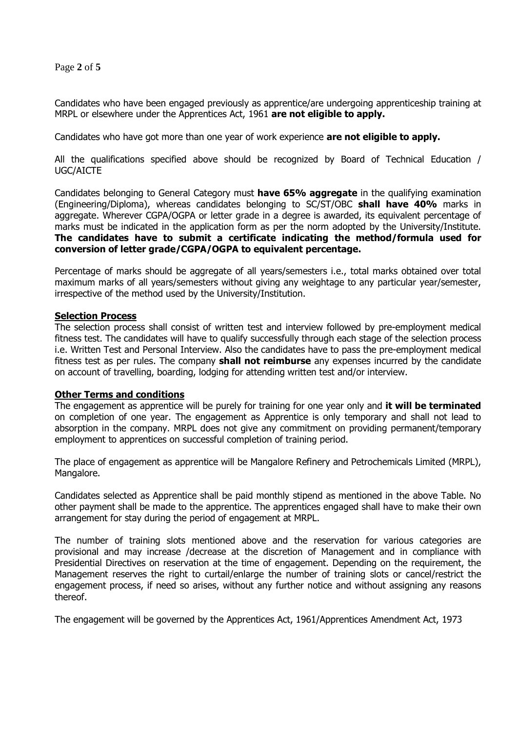Candidates who have been engaged previously as apprentice/are undergoing apprenticeship training at MRPL or elsewhere under the Apprentices Act, 1961 **are not eligible to apply.**

Candidates who have got more than one year of work experience **are not eligible to apply.**

All the qualifications specified above should be recognized by Board of Technical Education / UGC/AICTE

Candidates belonging to General Category must **have 65% aggregate** in the qualifying examination (Engineering/Diploma), whereas candidates belonging to SC/ST/OBC **shall have 40%** marks in aggregate. Wherever CGPA/OGPA or letter grade in a degree is awarded, its equivalent percentage of marks must be indicated in the application form as per the norm adopted by the University/Institute. **The candidates have to submit a certificate indicating the method/formula used for conversion of letter grade/CGPA/OGPA to equivalent percentage.**

Percentage of marks should be aggregate of all years/semesters i.e., total marks obtained over total maximum marks of all years/semesters without giving any weightage to any particular year/semester, irrespective of the method used by the University/Institution.

## Selection Process

The selection process shall consist of written test and interview followed by pre-employment medical fitness test. The candidates will have to qualify successfully through each stage of the selection process i.e. Written Test and Personal Interview. Also the candidates have to pass the pre-employment medical fitness test as per rules. The company **shall not reimburse** any expenses incurred by the candidate on account of travelling, boarding, lodging for attending written test and/or interview.

## Other Terms and conditions

The engagement as apprentice will be purely for training for one year only and **it will be terminated** on completion of one year. The engagement as Apprentice is only temporary and shall not lead to absorption in the company. MRPL does not give any commitment on providing permanent/temporary employment to apprentices on successful completion of training period.

The place of engagement as apprentice will be Mangalore Refinery and Petrochemicals Limited (MRPL), Mangalore.

Candidates selected as Apprentice shall be paid monthly stipend as mentioned in the above Table. No other payment shall be made to the apprentice. The apprentices engaged shall have to make their own arrangement for stay during the period of engagement at MRPL.

The number of training slots mentioned above and the reservation for various categories are provisional and may increase /decrease at the discretion of Management and in compliance with Presidential Directives on reservation at the time of engagement. Depending on the requirement, the Management reserves the right to curtail/enlarge the number of training slots or cancel/restrict the engagement process, if need so arises, without any further notice and without assigning any reasons thereof.

The engagement will be governed by the Apprentices Act, 1961/Apprentices Amendment Act, 1973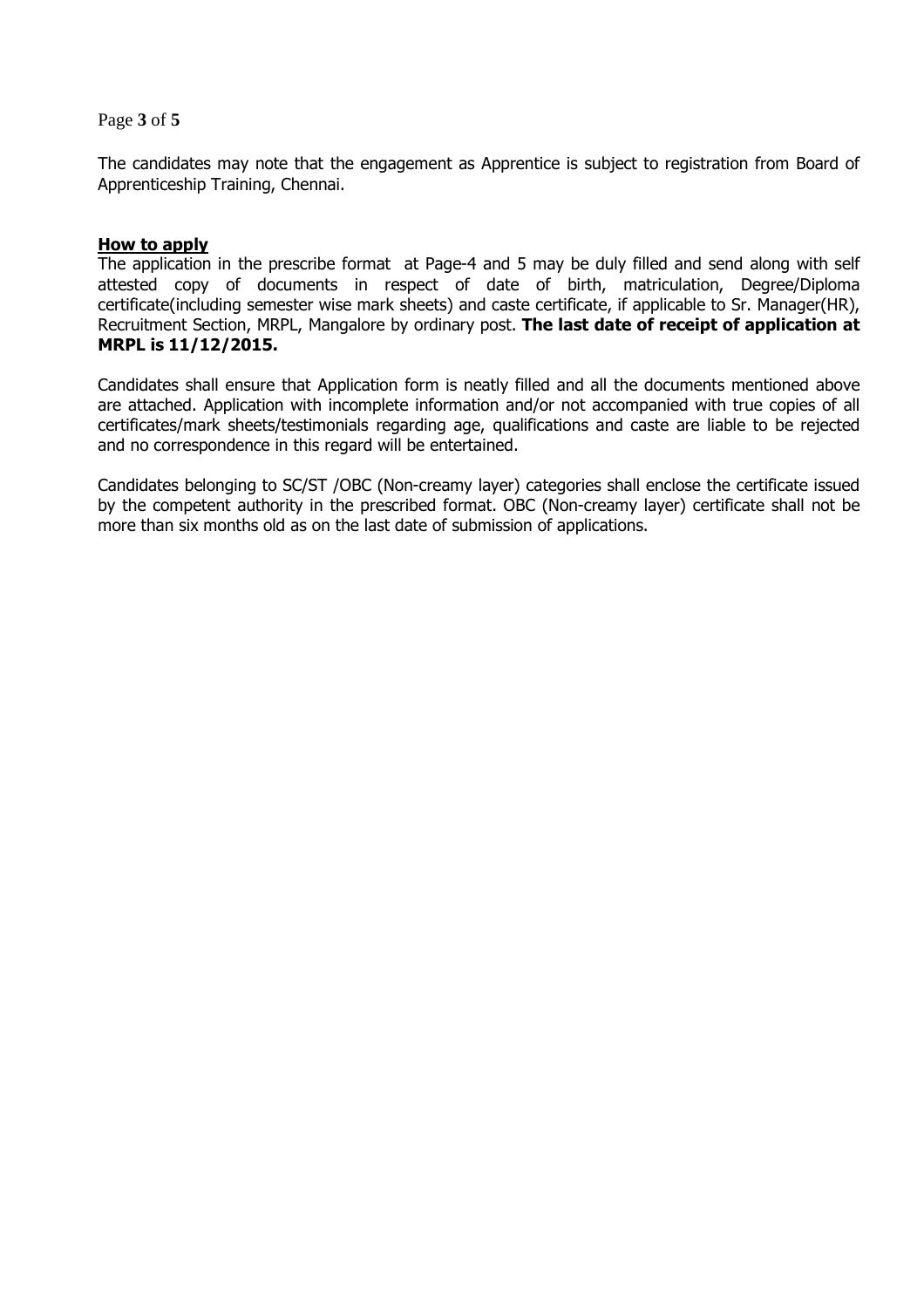The candidates may note that the engagement as Apprentice is subject to registration from Board of Apprenticeship Training, Chennai.

**How to apply**

The application in the prescribe format at Page-4 and 5 may be duly filled and send along with self attested copy of documents in respect of date of birth, matriculation, Degree/Diploma certificate(including semester wise mark sheets) and caste certificate, if applicable to Sr. Manager(HR), Recruitment Section, MRPL, Mangalore by ordinary post. **The last date of receipt of application at MRPL is 11/12/2015.**

Candidates shall ensure that Application form is neatly filled and all the documents mentioned above are attached. Application with incomplete information and/or not accompanied with true copies of all certificates/mark sheets/testimonials regarding age, qualifications and caste are liable to be rejected and no correspondence in this regard will be entertained.

Candidates belonging to SC/ST /OBC (Non-creamy layer) categories shall enclose the certificate issued by the competent authority in the prescribed format. OBC (Non-creamy layer) certificate shall not be more than six months old as on the last date of submission of applications.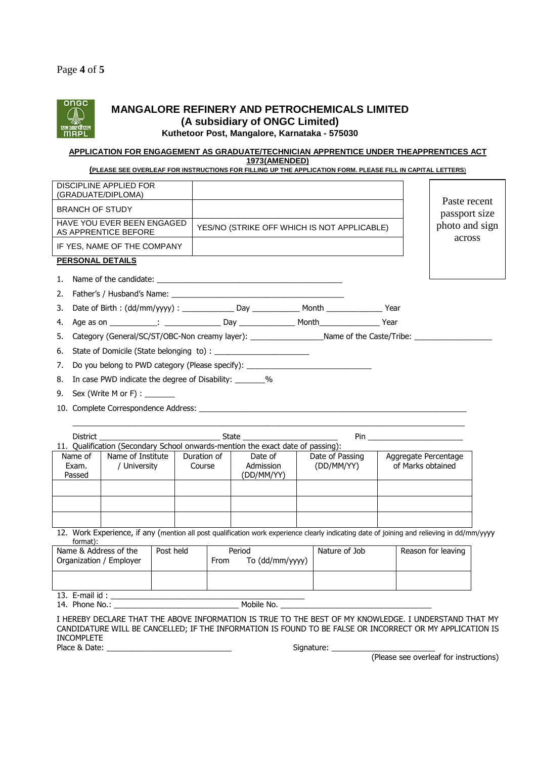# MANGALORE REFINERY AND PETROCHEMICALS LIMITED

## (A subsidiary of ONGC Limited)

**Kuthetoor Post, Mangalore, Karnataka - 575030**

**APPLICATION FOR ENGAGEMENT AS GRADUATE/TECHNICIAN APPRENTICE UNDER THEAPPRENTICES ACT 1973(AMENDED)**

**(PLEASE SEE OVERLEAF FOR INSTRUCTIONS FOR FILLING UP THE APPLICATION FORM. PLEASE FILL IN CAPITAL LETTERS)**

| DISCIPLINE APPLIED FOR (GRADUATE/DIPLOMA) | |
|---|---|
| BRANCH OF STUDY | |
| HAVE YOU EVER BEEN ENGAGED AS APPRENTICE BEFORE | YES/NO (STRIKE OFF WHICH IS NOT APPLICABLE) |
| IF YES, NAME OF THE COMPANY | |

Paste recent passport size photo and sign across

**PERSONAL DETAILS**

1. Name of the candidate: ___________________________________________
2. Father's / Husband's Name: ________________________________________
3. Date of Birth : (dd/mm/yyyy) : ____________ Day ___________ Month _____________ Year
4. Age as on ___________: _____________ Day _____________ Month_____________ Year
5. Category (General/SC/ST/OBC-Non creamy layer): ________________Name of the Caste/Tribe: __________________
6. State of Domicile (State belonging to) : ______________________
7. Do you belong to PWD category (Please specify): _____________________________
8. In case PWD indicate the degree of Disability: _______%
9. Sex (Write M or F) : _______
10. Complete Correspondence Address: ______________________________________________________________

    ______________________________________________________________________________________

    District ____________________________ State ______________________ Pin ______________________

11. Qualification (Secondary School onwards-mention the exact date of passing):

| Name of Exam. Passed | Name of Institute / University | Duration of Course | Date of Admission (DD/MM/YY) | Date of Passing (DD/MM/YY) | Aggregate Percentage of Marks obtained |
|---|---|---|---|---|---|
| | | | | | |
| | | | | | |
| | | | | | |

12. Work Experience, if any (mention all post qualification work experience clearly indicating date of joining and relieving in dd/mm/yyyy format):

| Name & Address of the Organization / Employer | Post held | Period From To (dd/mm/yyyy) | Nature of Job | Reason for leaving |
|---|---|---|---|---|
| | | | | |

13. E-mail id : _____________________________________________
14. Phone No.: _____________________________ Mobile No. ___________________________________

I HEREBY DECLARE THAT THE ABOVE INFORMATION IS TRUE TO THE BEST OF MY KNOWLEDGE. I UNDERSTAND THAT MY CANDIDATURE WILL BE CANCELLED; IF THE INFORMATION IS FOUND TO BE FALSE OR INCORRECT OR MY APPLICATION IS INCOMPLETE

Place & Date: _____________________________ Signature: ________________________

(Please see overleaf for instructions)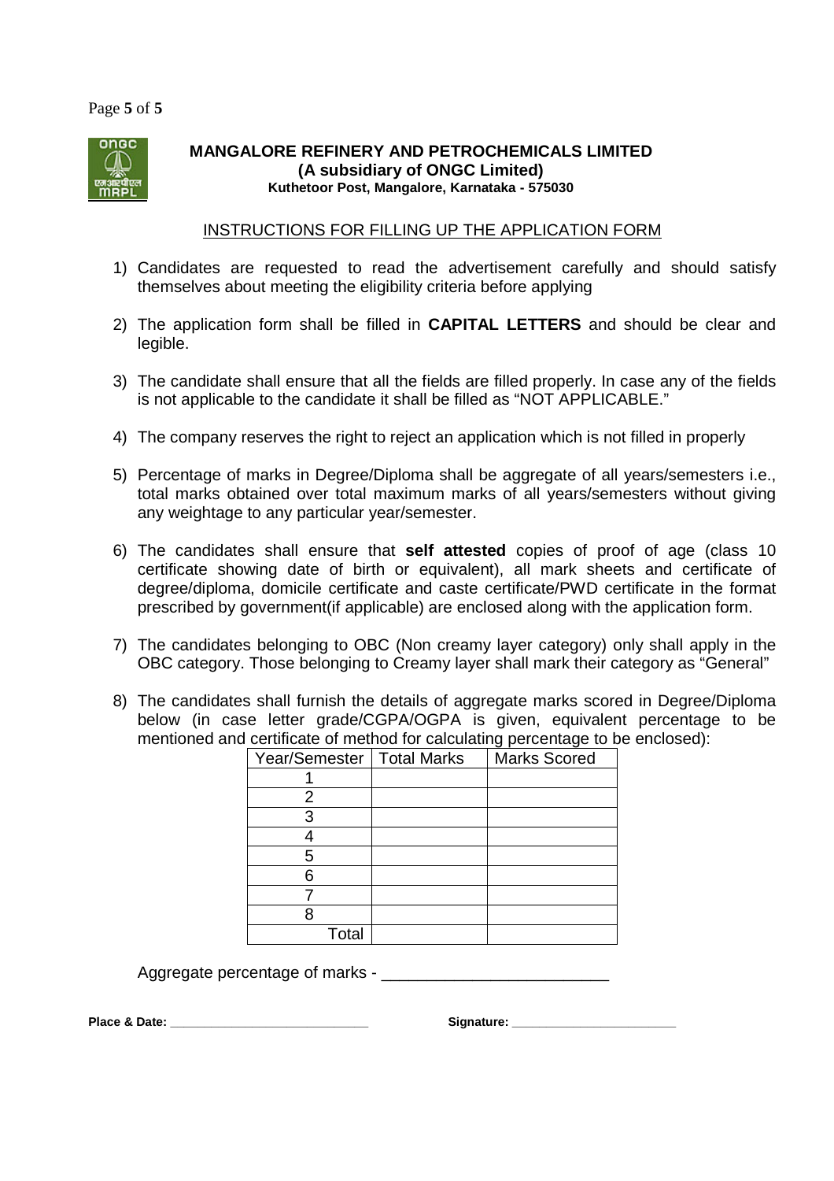**MANGALORE REFINERY AND PETROCHEMICALS LIMITED**
**(A subsidiary of ONGC Limited)**
**Kuthetoor Post, Mangalore, Karnataka - 575030**

## INSTRUCTIONS FOR FILLING UP THE APPLICATION FORM

1) Candidates are requested to read the advertisement carefully and should satisfy themselves about meeting the eligibility criteria before applying

2) The application form shall be filled in **CAPITAL LETTERS** and should be clear and legible.

3) The candidate shall ensure that all the fields are filled properly. In case any of the fields is not applicable to the candidate it shall be filled as "NOT APPLICABLE."

4) The company reserves the right to reject an application which is not filled in properly

5) Percentage of marks in Degree/Diploma shall be aggregate of all years/semesters i.e., total marks obtained over total maximum marks of all years/semesters without giving any weightage to any particular year/semester.

6) The candidates shall ensure that **self attested** copies of proof of age (class 10 certificate showing date of birth or equivalent), all mark sheets and certificate of degree/diploma, domicile certificate and caste certificate/PWD certificate in the format prescribed by government(if applicable) are enclosed along with the application form.

7) The candidates belonging to OBC (Non creamy layer category) only shall apply in the OBC category. Those belonging to Creamy layer shall mark their category as "General"

8) The candidates shall furnish the details of aggregate marks scored in Degree/Diploma below (in case letter grade/CGPA/OGPA is given, equivalent percentage to be mentioned and certificate of method for calculating percentage to be enclosed):

| Year/Semester | Total Marks | Marks Scored |
|---|---|---|
| 1 | | |
| 2 | | |
| 3 | | |
| 4 | | |
| 5 | | |
| 6 | | |
| 7 | | |
| 8 | | |
| Total | | |

Aggregate percentage of marks - ________________________

**Place & Date:** ____________________________ **Signature:** _______________________